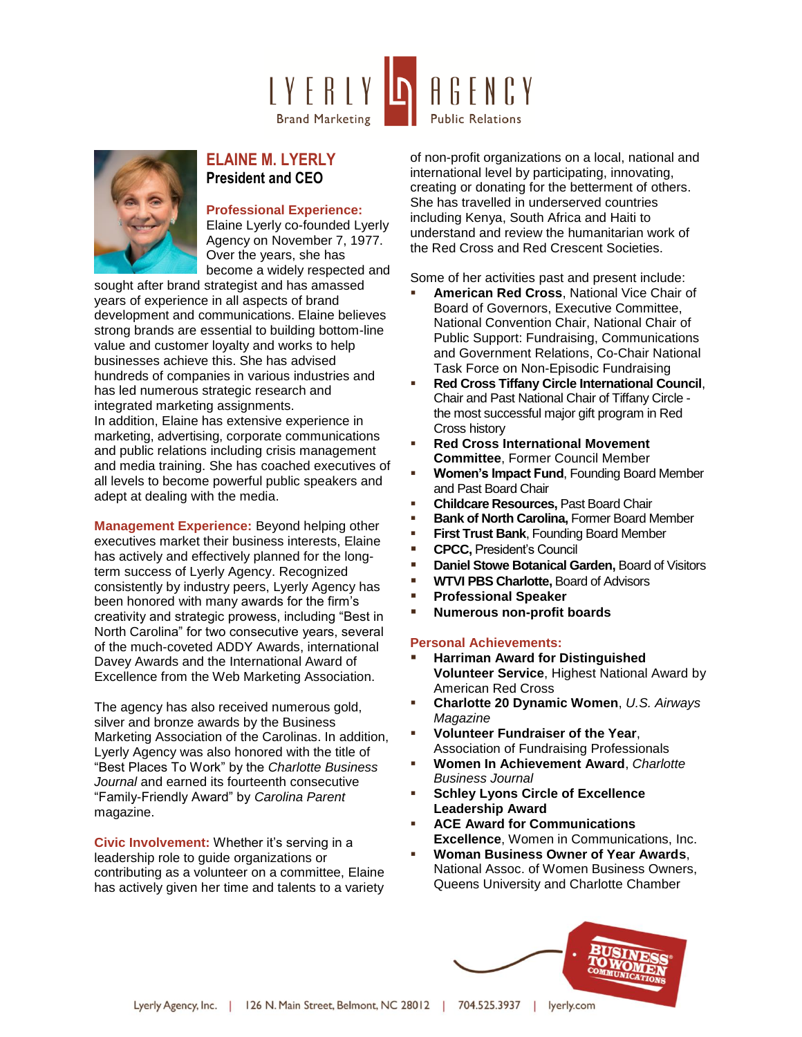LYERLY AGENCY
Brand Marketing | Public Relations

# ELAINE M. LYERLY

**President and CEO**

**Professional Experience:** Elaine Lyerly co-founded Lyerly Agency on November 7, 1977. Over the years, she has become a widely respected and sought after brand strategist and has amassed years of experience in all aspects of brand development and communications. Elaine believes strong brands are essential to building bottom-line value and customer loyalty and works to help businesses achieve this. She has advised hundreds of companies in various industries and has led numerous strategic research and integrated marketing assignments.
In addition, Elaine has extensive experience in marketing, advertising, corporate communications and public relations including crisis management and media training. She has coached executives of all levels to become powerful public speakers and adept at dealing with the media.

**Management Experience:** Beyond helping other executives market their business interests, Elaine has actively and effectively planned for the long-term success of Lyerly Agency. Recognized consistently by industry peers, Lyerly Agency has been honored with many awards for the firm's creativity and strategic prowess, including "Best in North Carolina" for two consecutive years, several of the much-coveted ADDY Awards, international Davey Awards and the International Award of Excellence from the Web Marketing Association.

The agency has also received numerous gold, silver and bronze awards by the Business Marketing Association of the Carolinas. In addition, Lyerly Agency was also honored with the title of "Best Places To Work" by the *Charlotte Business Journal* and earned its fourteenth consecutive "Family-Friendly Award" by *Carolina Parent* magazine.

**Civic Involvement:** Whether it's serving in a leadership role to guide organizations or contributing as a volunteer on a committee, Elaine has actively given her time and talents to a variety of non-profit organizations on a local, national and international level by participating, innovating, creating or donating for the betterment of others. She has travelled in underserved countries including Kenya, South Africa and Haiti to understand and review the humanitarian work of the Red Cross and Red Crescent Societies.

Some of her activities past and present include:

- **American Red Cross**, National Vice Chair of Board of Governors, Executive Committee, National Convention Chair, National Chair of Public Support: Fundraising, Communications and Government Relations, Co-Chair National Task Force on Non-Episodic Fundraising
- **Red Cross Tiffany Circle International Council**, Chair and Past National Chair of Tiffany Circle - the most successful major gift program in Red Cross history
- **Red Cross International Movement Committee**, Former Council Member
- **Women's Impact Fund**, Founding Board Member and Past Board Chair
- **Childcare Resources,** Past Board Chair
- **Bank of North Carolina,** Former Board Member
- **First Trust Bank**, Founding Board Member
- **CPCC,** President's Council
- **Daniel Stowe Botanical Garden,** Board of Visitors
- **WTVI PBS Charlotte,** Board of Advisors
- **Professional Speaker**
- **Numerous non-profit boards**

**Personal Achievements:**

- **Harriman Award for Distinguished Volunteer Service**, Highest National Award by American Red Cross
- **Charlotte 20 Dynamic Women**, *U.S. Airways Magazine*
- **Volunteer Fundraiser of the Year**, Association of Fundraising Professionals
- **Women In Achievement Award**, *Charlotte Business Journal*
- **Schley Lyons Circle of Excellence Leadership Award**
- **ACE Award for Communications Excellence**, Women in Communications, Inc.
- **Woman Business Owner of Year Awards**, National Assoc. of Women Business Owners, Queens University and Charlotte Chamber

Lyerly Agency, Inc. | 126 N. Main Street, Belmont, NC 28012 | 704.525.3937 | lyerly.com